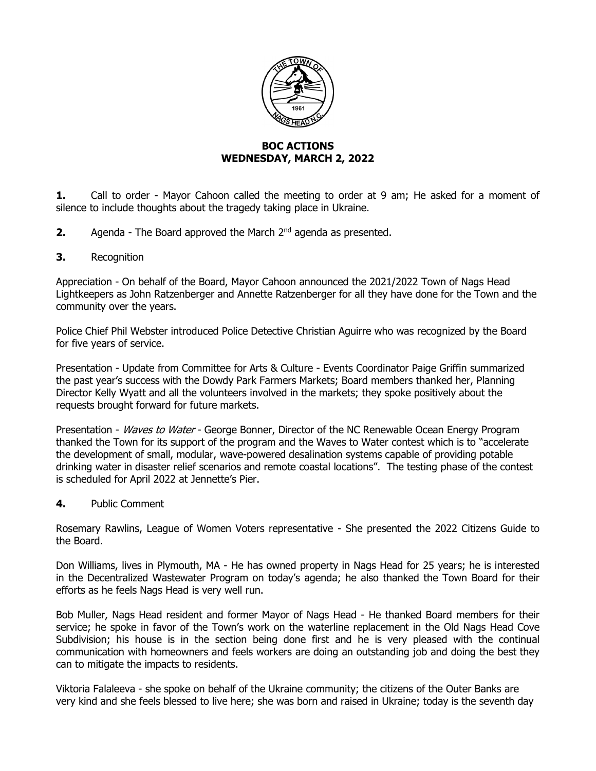# BOC ACTIONS
## WEDNESDAY, MARCH 2, 2022

**1.** Call to order - Mayor Cahoon called the meeting to order at 9 am; He asked for a moment of silence to include thoughts about the tragedy taking place in Ukraine.

**2.** Agenda - The Board approved the March 2nd agenda as presented.

**3.** Recognition

Appreciation - On behalf of the Board, Mayor Cahoon announced the 2021/2022 Town of Nags Head Lightkeepers as John Ratzenberger and Annette Ratzenberger for all they have done for the Town and the community over the years.

Police Chief Phil Webster introduced Police Detective Christian Aguirre who was recognized by the Board for five years of service.

Presentation - Update from Committee for Arts & Culture - Events Coordinator Paige Griffin summarized the past year's success with the Dowdy Park Farmers Markets; Board members thanked her, Planning Director Kelly Wyatt and all the volunteers involved in the markets; they spoke positively about the requests brought forward for future markets.

Presentation - *Waves to Water* - George Bonner, Director of the NC Renewable Ocean Energy Program thanked the Town for its support of the program and the Waves to Water contest which is to "accelerate the development of small, modular, wave-powered desalination systems capable of providing potable drinking water in disaster relief scenarios and remote coastal locations". The testing phase of the contest is scheduled for April 2022 at Jennette's Pier.

**4.** Public Comment

Rosemary Rawlins, League of Women Voters representative - She presented the 2022 Citizens Guide to the Board.

Don Williams, lives in Plymouth, MA - He has owned property in Nags Head for 25 years; he is interested in the Decentralized Wastewater Program on today's agenda; he also thanked the Town Board for their efforts as he feels Nags Head is very well run.

Bob Muller, Nags Head resident and former Mayor of Nags Head - He thanked Board members for their service; he spoke in favor of the Town's work on the waterline replacement in the Old Nags Head Cove Subdivision; his house is in the section being done first and he is very pleased with the continual communication with homeowners and feels workers are doing an outstanding job and doing the best they can to mitigate the impacts to residents.

Viktoria Falaleeva - she spoke on behalf of the Ukraine community; the citizens of the Outer Banks are very kind and she feels blessed to live here; she was born and raised in Ukraine; today is the seventh day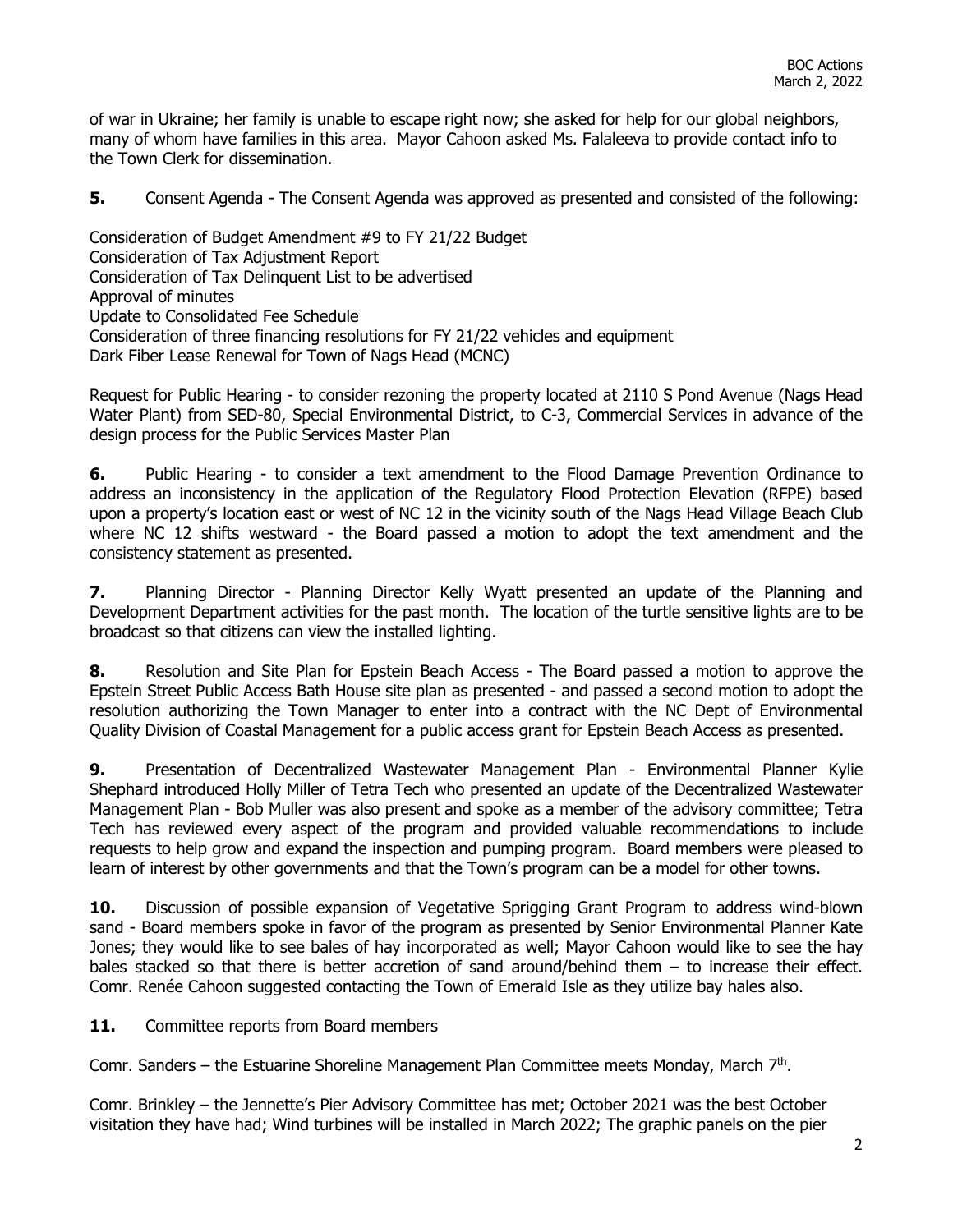of war in Ukraine; her family is unable to escape right now; she asked for help for our global neighbors, many of whom have families in this area. Mayor Cahoon asked Ms. Falaleeva to provide contact info to the Town Clerk for dissemination.

**5.** Consent Agenda - The Consent Agenda was approved as presented and consisted of the following:

Consideration of Budget Amendment #9 to FY 21/22 Budget
Consideration of Tax Adjustment Report
Consideration of Tax Delinquent List to be advertised
Approval of minutes
Update to Consolidated Fee Schedule
Consideration of three financing resolutions for FY 21/22 vehicles and equipment
Dark Fiber Lease Renewal for Town of Nags Head (MCNC)

Request for Public Hearing - to consider rezoning the property located at 2110 S Pond Avenue (Nags Head Water Plant) from SED-80, Special Environmental District, to C-3, Commercial Services in advance of the design process for the Public Services Master Plan

**6.** Public Hearing - to consider a text amendment to the Flood Damage Prevention Ordinance to address an inconsistency in the application of the Regulatory Flood Protection Elevation (RFPE) based upon a property's location east or west of NC 12 in the vicinity south of the Nags Head Village Beach Club where NC 12 shifts westward - the Board passed a motion to adopt the text amendment and the consistency statement as presented.

**7.** Planning Director - Planning Director Kelly Wyatt presented an update of the Planning and Development Department activities for the past month. The location of the turtle sensitive lights are to be broadcast so that citizens can view the installed lighting.

**8.** Resolution and Site Plan for Epstein Beach Access - The Board passed a motion to approve the Epstein Street Public Access Bath House site plan as presented - and passed a second motion to adopt the resolution authorizing the Town Manager to enter into a contract with the NC Dept of Environmental Quality Division of Coastal Management for a public access grant for Epstein Beach Access as presented.

**9.** Presentation of Decentralized Wastewater Management Plan - Environmental Planner Kylie Shephard introduced Holly Miller of Tetra Tech who presented an update of the Decentralized Wastewater Management Plan - Bob Muller was also present and spoke as a member of the advisory committee; Tetra Tech has reviewed every aspect of the program and provided valuable recommendations to include requests to help grow and expand the inspection and pumping program. Board members were pleased to learn of interest by other governments and that the Town's program can be a model for other towns.

**10.** Discussion of possible expansion of Vegetative Sprigging Grant Program to address wind-blown sand - Board members spoke in favor of the program as presented by Senior Environmental Planner Kate Jones; they would like to see bales of hay incorporated as well; Mayor Cahoon would like to see the hay bales stacked so that there is better accretion of sand around/behind them – to increase their effect. Comr. Renée Cahoon suggested contacting the Town of Emerald Isle as they utilize bay hales also.

**11.** Committee reports from Board members

Comr. Sanders – the Estuarine Shoreline Management Plan Committee meets Monday, March 7th.

Comr. Brinkley – the Jennette's Pier Advisory Committee has met; October 2021 was the best October visitation they have had; Wind turbines will be installed in March 2022; The graphic panels on the pier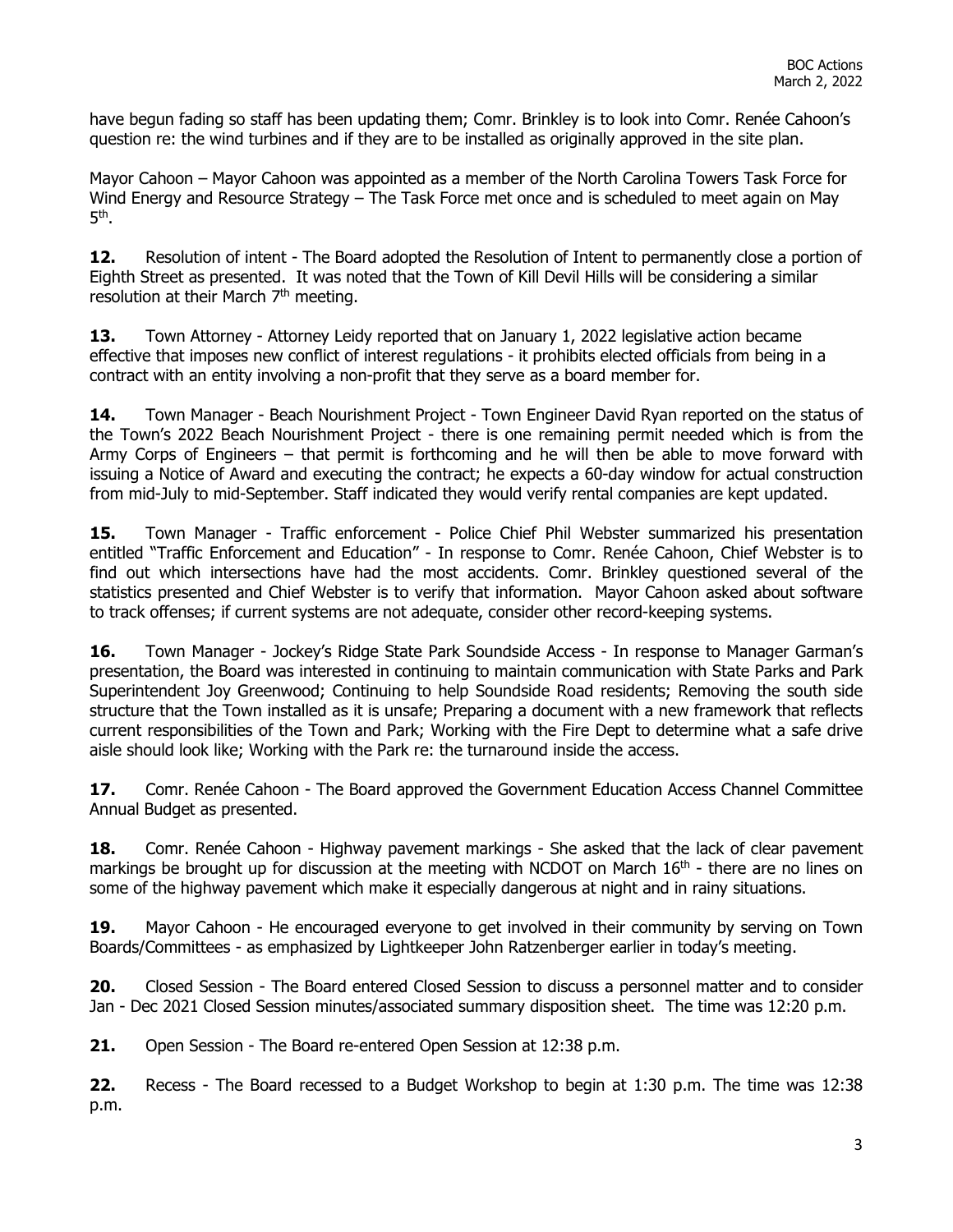have begun fading so staff has been updating them; Comr. Brinkley is to look into Comr. Renée Cahoon's question re: the wind turbines and if they are to be installed as originally approved in the site plan.

Mayor Cahoon – Mayor Cahoon was appointed as a member of the North Carolina Towers Task Force for Wind Energy and Resource Strategy – The Task Force met once and is scheduled to meet again on May 5th.

**12.** Resolution of intent - The Board adopted the Resolution of Intent to permanently close a portion of Eighth Street as presented. It was noted that the Town of Kill Devil Hills will be considering a similar resolution at their March 7th meeting.

**13.** Town Attorney - Attorney Leidy reported that on January 1, 2022 legislative action became effective that imposes new conflict of interest regulations - it prohibits elected officials from being in a contract with an entity involving a non-profit that they serve as a board member for.

**14.** Town Manager - Beach Nourishment Project - Town Engineer David Ryan reported on the status of the Town's 2022 Beach Nourishment Project - there is one remaining permit needed which is from the Army Corps of Engineers – that permit is forthcoming and he will then be able to move forward with issuing a Notice of Award and executing the contract; he expects a 60-day window for actual construction from mid-July to mid-September. Staff indicated they would verify rental companies are kept updated.

**15.** Town Manager - Traffic enforcement - Police Chief Phil Webster summarized his presentation entitled "Traffic Enforcement and Education" - In response to Comr. Renée Cahoon, Chief Webster is to find out which intersections have had the most accidents. Comr. Brinkley questioned several of the statistics presented and Chief Webster is to verify that information. Mayor Cahoon asked about software to track offenses; if current systems are not adequate, consider other record-keeping systems.

**16.** Town Manager - Jockey's Ridge State Park Soundside Access - In response to Manager Garman's presentation, the Board was interested in continuing to maintain communication with State Parks and Park Superintendent Joy Greenwood; Continuing to help Soundside Road residents; Removing the south side structure that the Town installed as it is unsafe; Preparing a document with a new framework that reflects current responsibilities of the Town and Park; Working with the Fire Dept to determine what a safe drive aisle should look like; Working with the Park re: the turnaround inside the access.

**17.** Comr. Renée Cahoon - The Board approved the Government Education Access Channel Committee Annual Budget as presented.

**18.** Comr. Renée Cahoon - Highway pavement markings - She asked that the lack of clear pavement markings be brought up for discussion at the meeting with NCDOT on March 16th - there are no lines on some of the highway pavement which make it especially dangerous at night and in rainy situations.

**19.** Mayor Cahoon - He encouraged everyone to get involved in their community by serving on Town Boards/Committees - as emphasized by Lightkeeper John Ratzenberger earlier in today's meeting.

**20.** Closed Session - The Board entered Closed Session to discuss a personnel matter and to consider Jan - Dec 2021 Closed Session minutes/associated summary disposition sheet. The time was 12:20 p.m.

**21.** Open Session - The Board re-entered Open Session at 12:38 p.m.

**22.** Recess - The Board recessed to a Budget Workshop to begin at 1:30 p.m. The time was 12:38 p.m.